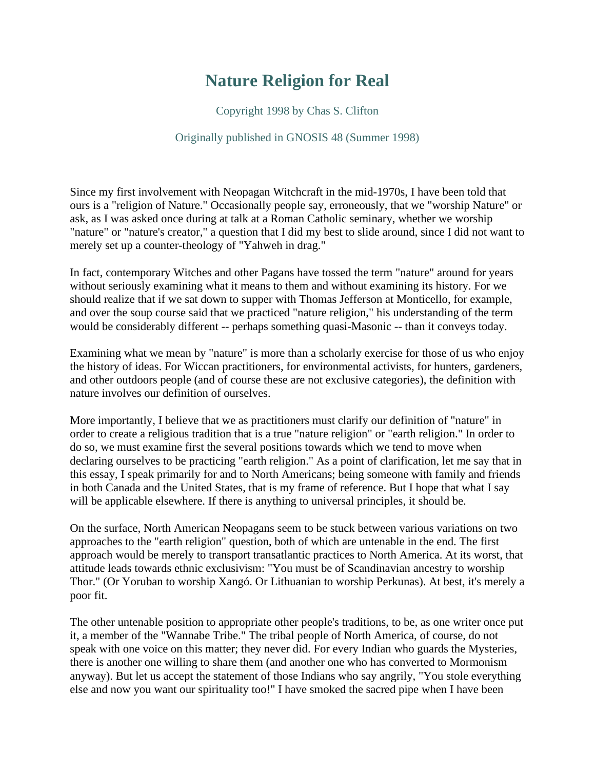# Nature Religion for Real

Copyright 1998 by Chas S. Clifton

Originally published in GNOSIS 48 (Summer 1998)

Since my first involvement with Neopagan Witchcraft in the mid-1970s, I have been told that ours is a "religion of Nature." Occasionally people say, erroneously, that we "worship Nature" or ask, as I was asked once during at talk at a Roman Catholic seminary, whether we worship "nature" or "nature's creator," a question that I did my best to slide around, since I did not want to merely set up a counter-theology of "Yahweh in drag."

In fact, contemporary Witches and other Pagans have tossed the term "nature" around for years without seriously examining what it means to them and without examining its history. For we should realize that if we sat down to supper with Thomas Jefferson at Monticello, for example, and over the soup course said that we practiced "nature religion," his understanding of the term would be considerably different -- perhaps something quasi-Masonic -- than it conveys today.

Examining what we mean by "nature" is more than a scholarly exercise for those of us who enjoy the history of ideas. For Wiccan practitioners, for environmental activists, for hunters, gardeners, and other outdoors people (and of course these are not exclusive categories), the definition with nature involves our definition of ourselves.

More importantly, I believe that we as practitioners must clarify our definition of "nature" in order to create a religious tradition that is a true "nature religion" or "earth religion." In order to do so, we must examine first the several positions towards which we tend to move when declaring ourselves to be practicing "earth religion." As a point of clarification, let me say that in this essay, I speak primarily for and to North Americans; being someone with family and friends in both Canada and the United States, that is my frame of reference. But I hope that what I say will be applicable elsewhere. If there is anything to universal principles, it should be.

On the surface, North American Neopagans seem to be stuck between various variations on two approaches to the "earth religion" question, both of which are untenable in the end. The first approach would be merely to transport transatlantic practices to North America. At its worst, that attitude leads towards ethnic exclusivism: "You must be of Scandinavian ancestry to worship Thor." (Or Yoruban to worship Xangó. Or Lithuanian to worship Perkunas). At best, it's merely a poor fit.

The other untenable position to appropriate other people's traditions, to be, as one writer once put it, a member of the "Wannabe Tribe." The tribal people of North America, of course, do not speak with one voice on this matter; they never did. For every Indian who guards the Mysteries, there is another one willing to share them (and another one who has converted to Mormonism anyway). But let us accept the statement of those Indians who say angrily, "You stole everything else and now you want our spirituality too!" I have smoked the sacred pipe when I have been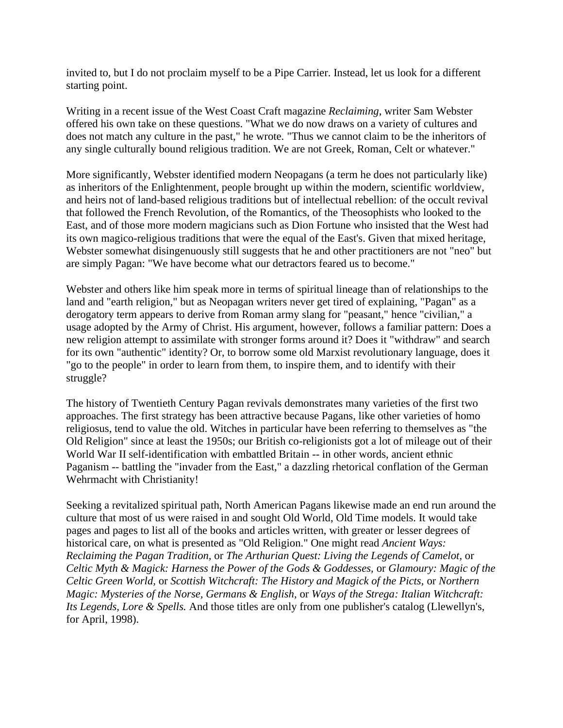invited to, but I do not proclaim myself to be a Pipe Carrier. Instead, let us look for a different starting point.

Writing in a recent issue of the West Coast Craft magazine *Reclaiming*, writer Sam Webster offered his own take on these questions. "What we do now draws on a variety of cultures and does not match any culture in the past," he wrote. "Thus we cannot claim to be the inheritors of any single culturally bound religious tradition. We are not Greek, Roman, Celt or whatever."

More significantly, Webster identified modern Neopagans (a term he does not particularly like) as inheritors of the Enlightenment, people brought up within the modern, scientific worldview, and heirs not of land-based religious traditions but of intellectual rebellion: of the occult revival that followed the French Revolution, of the Romantics, of the Theosophists who looked to the East, and of those more modern magicians such as Dion Fortune who insisted that the West had its own magico-religious traditions that were the equal of the East's. Given that mixed heritage, Webster somewhat disingenuously still suggests that he and other practitioners are not "neo" but are simply Pagan: "We have become what our detractors feared us to become."

Webster and others like him speak more in terms of spiritual lineage than of relationships to the land and "earth religion," but as Neopagan writers never get tired of explaining, "Pagan" as a derogatory term appears to derive from Roman army slang for "peasant," hence "civilian," a usage adopted by the Army of Christ. His argument, however, follows a familiar pattern: Does a new religion attempt to assimilate with stronger forms around it? Does it "withdraw" and search for its own "authentic" identity? Or, to borrow some old Marxist revolutionary language, does it "go to the people" in order to learn from them, to inspire them, and to identify with their struggle?

The history of Twentieth Century Pagan revivals demonstrates many varieties of the first two approaches. The first strategy has been attractive because Pagans, like other varieties of homo religiosus, tend to value the old. Witches in particular have been referring to themselves as "the Old Religion" since at least the 1950s; our British co-religionists got a lot of mileage out of their World War II self-identification with embattled Britain -- in other words, ancient ethnic Paganism -- battling the "invader from the East," a dazzling rhetorical conflation of the German Wehrmacht with Christianity!

Seeking a revitalized spiritual path, North American Pagans likewise made an end run around the culture that most of us were raised in and sought Old World, Old Time models. It would take pages and pages to list all of the books and articles written, with greater or lesser degrees of historical care, on what is presented as "Old Religion." One might read *Ancient Ways: Reclaiming the Pagan Tradition,* or *The Arthurian Quest: Living the Legends of Camelot,* or *Celtic Myth & Magick: Harness the Power of the Gods & Goddesses,* or *Glamoury: Magic of the Celtic Green World,* or *Scottish Witchcraft: The History and Magick of the Picts,* or *Northern Magic: Mysteries of the Norse, Germans & English,* or *Ways of the Strega: Italian Witchcraft: Its Legends, Lore & Spells.* And those titles are only from one publisher's catalog (Llewellyn's, for April, 1998).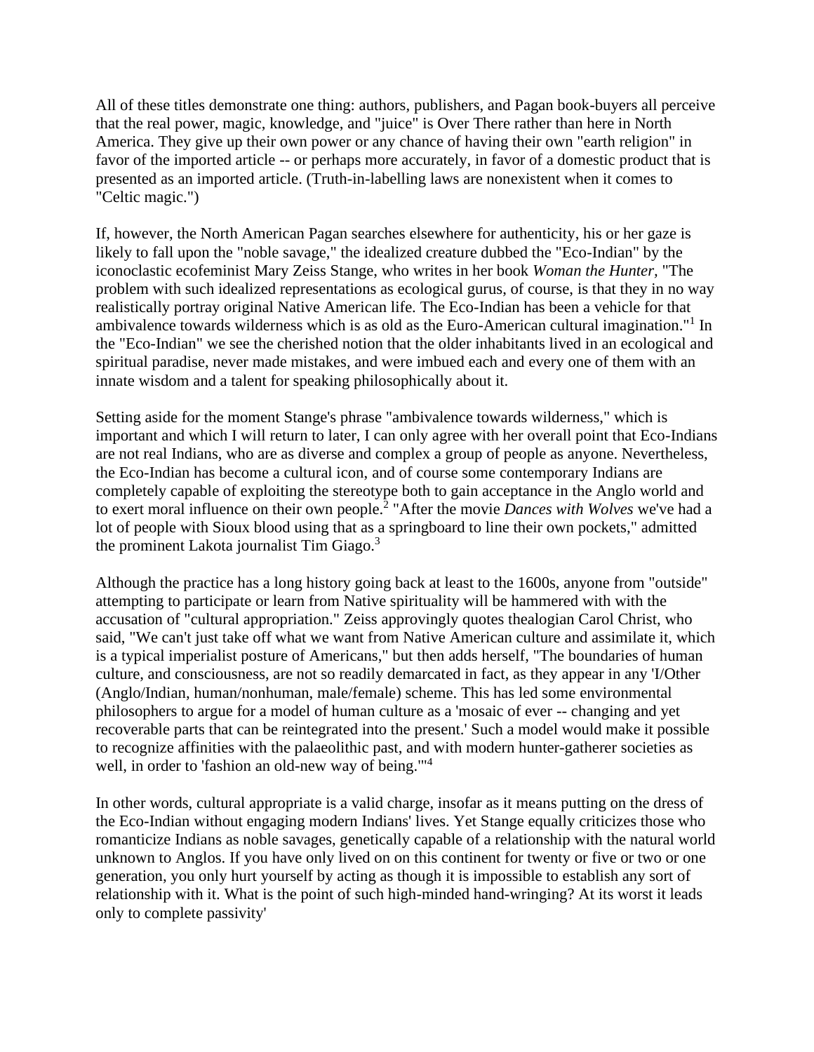All of these titles demonstrate one thing: authors, publishers, and Pagan book-buyers all perceive that the real power, magic, knowledge, and "juice" is Over There rather than here in North America. They give up their own power or any chance of having their own "earth religion" in favor of the imported article -- or perhaps more accurately, in favor of a domestic product that is presented as an imported article. (Truth-in-labelling laws are nonexistent when it comes to "Celtic magic.")

If, however, the North American Pagan searches elsewhere for authenticity, his or her gaze is likely to fall upon the "noble savage," the idealized creature dubbed the "Eco-Indian" by the iconoclastic ecofeminist Mary Zeiss Stange, who writes in her book *Woman the Hunter*, "The problem with such idealized representations as ecological gurus, of course, is that they in no way realistically portray original Native American life. The Eco-Indian has been a vehicle for that ambivalence towards wilderness which is as old as the Euro-American cultural imagination."[1] In the "Eco-Indian" we see the cherished notion that the older inhabitants lived in an ecological and spiritual paradise, never made mistakes, and were imbued each and every one of them with an innate wisdom and a talent for speaking philosophically about it.

Setting aside for the moment Stange's phrase "ambivalence towards wilderness," which is important and which I will return to later, I can only agree with her overall point that Eco-Indians are not real Indians, who are as diverse and complex a group of people as anyone. Nevertheless, the Eco-Indian has become a cultural icon, and of course some contemporary Indians are completely capable of exploiting the stereotype both to gain acceptance in the Anglo world and to exert moral influence on their own people.[2] "After the movie *Dances with Wolves* we've had a lot of people with Sioux blood using that as a springboard to line their own pockets," admitted the prominent Lakota journalist Tim Giago.[3]

Although the practice has a long history going back at least to the 1600s, anyone from "outside" attempting to participate or learn from Native spirituality will be hammered with with the accusation of "cultural appropriation." Zeiss approvingly quotes thealogian Carol Christ, who said, "We can't just take off what we want from Native American culture and assimilate it, which is a typical imperialist posture of Americans," but then adds herself, "The boundaries of human culture, and consciousness, are not so readily demarcated in fact, as they appear in any 'I/Other (Anglo/Indian, human/nonhuman, male/female) scheme. This has led some environmental philosophers to argue for a model of human culture as a 'mosaic of ever -- changing and yet recoverable parts that can be reintegrated into the present.' Such a model would make it possible to recognize affinities with the palaeolithic past, and with modern hunter-gatherer societies as well, in order to 'fashion an old-new way of being.'"[4]

In other words, cultural appropriate is a valid charge, insofar as it means putting on the dress of the Eco-Indian without engaging modern Indians' lives. Yet Stange equally criticizes those who romanticize Indians as noble savages, genetically capable of a relationship with the natural world unknown to Anglos. If you have only lived on on this continent for twenty or five or two or one generation, you only hurt yourself by acting as though it is impossible to establish any sort of relationship with it. What is the point of such high-minded hand-wringing? At its worst it leads only to complete passivity'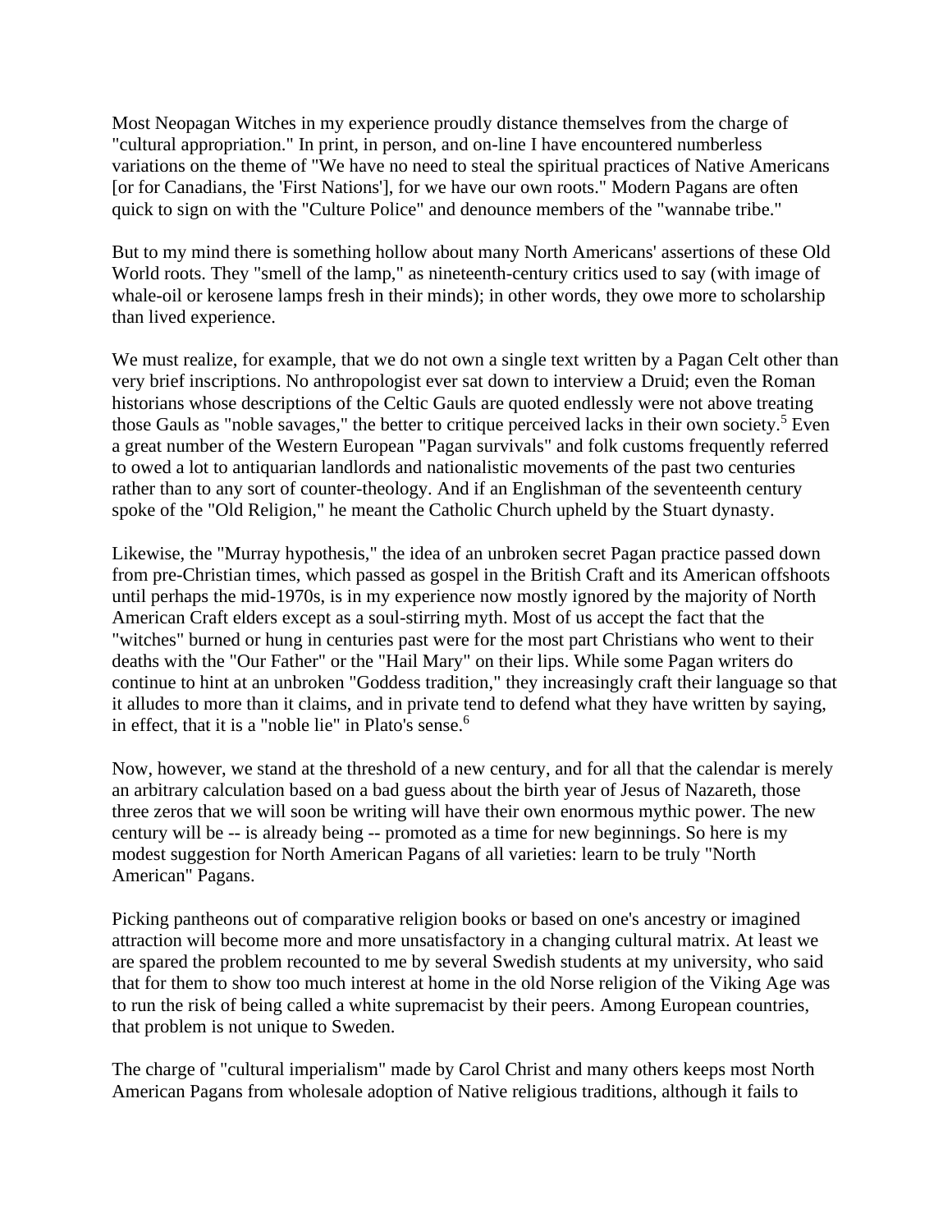Most Neopagan Witches in my experience proudly distance themselves from the charge of "cultural appropriation." In print, in person, and on-line I have encountered numberless variations on the theme of "We have no need to steal the spiritual practices of Native Americans [or for Canadians, the 'First Nations'], for we have our own roots." Modern Pagans are often quick to sign on with the "Culture Police" and denounce members of the "wannabe tribe."

But to my mind there is something hollow about many North Americans' assertions of these Old World roots. They "smell of the lamp," as nineteenth-century critics used to say (with image of whale-oil or kerosene lamps fresh in their minds); in other words, they owe more to scholarship than lived experience.

We must realize, for example, that we do not own a single text written by a Pagan Celt other than very brief inscriptions. No anthropologist ever sat down to interview a Druid; even the Roman historians whose descriptions of the Celtic Gauls are quoted endlessly were not above treating those Gauls as "noble savages," the better to critique perceived lacks in their own society.[5] Even a great number of the Western European "Pagan survivals" and folk customs frequently referred to owed a lot to antiquarian landlords and nationalistic movements of the past two centuries rather than to any sort of counter-theology. And if an Englishman of the seventeenth century spoke of the "Old Religion," he meant the Catholic Church upheld by the Stuart dynasty.

Likewise, the "Murray hypothesis," the idea of an unbroken secret Pagan practice passed down from pre-Christian times, which passed as gospel in the British Craft and its American offshoots until perhaps the mid-1970s, is in my experience now mostly ignored by the majority of North American Craft elders except as a soul-stirring myth. Most of us accept the fact that the "witches" burned or hung in centuries past were for the most part Christians who went to their deaths with the "Our Father" or the "Hail Mary" on their lips. While some Pagan writers do continue to hint at an unbroken "Goddess tradition," they increasingly craft their language so that it alludes to more than it claims, and in private tend to defend what they have written by saying, in effect, that it is a "noble lie" in Plato's sense.[6]

Now, however, we stand at the threshold of a new century, and for all that the calendar is merely an arbitrary calculation based on a bad guess about the birth year of Jesus of Nazareth, those three zeros that we will soon be writing will have their own enormous mythic power. The new century will be -- is already being -- promoted as a time for new beginnings. So here is my modest suggestion for North American Pagans of all varieties: learn to be truly "North American" Pagans.

Picking pantheons out of comparative religion books or based on one's ancestry or imagined attraction will become more and more unsatisfactory in a changing cultural matrix. At least we are spared the problem recounted to me by several Swedish students at my university, who said that for them to show too much interest at home in the old Norse religion of the Viking Age was to run the risk of being called a white supremacist by their peers. Among European countries, that problem is not unique to Sweden.

The charge of "cultural imperialism" made by Carol Christ and many others keeps most North American Pagans from wholesale adoption of Native religious traditions, although it fails to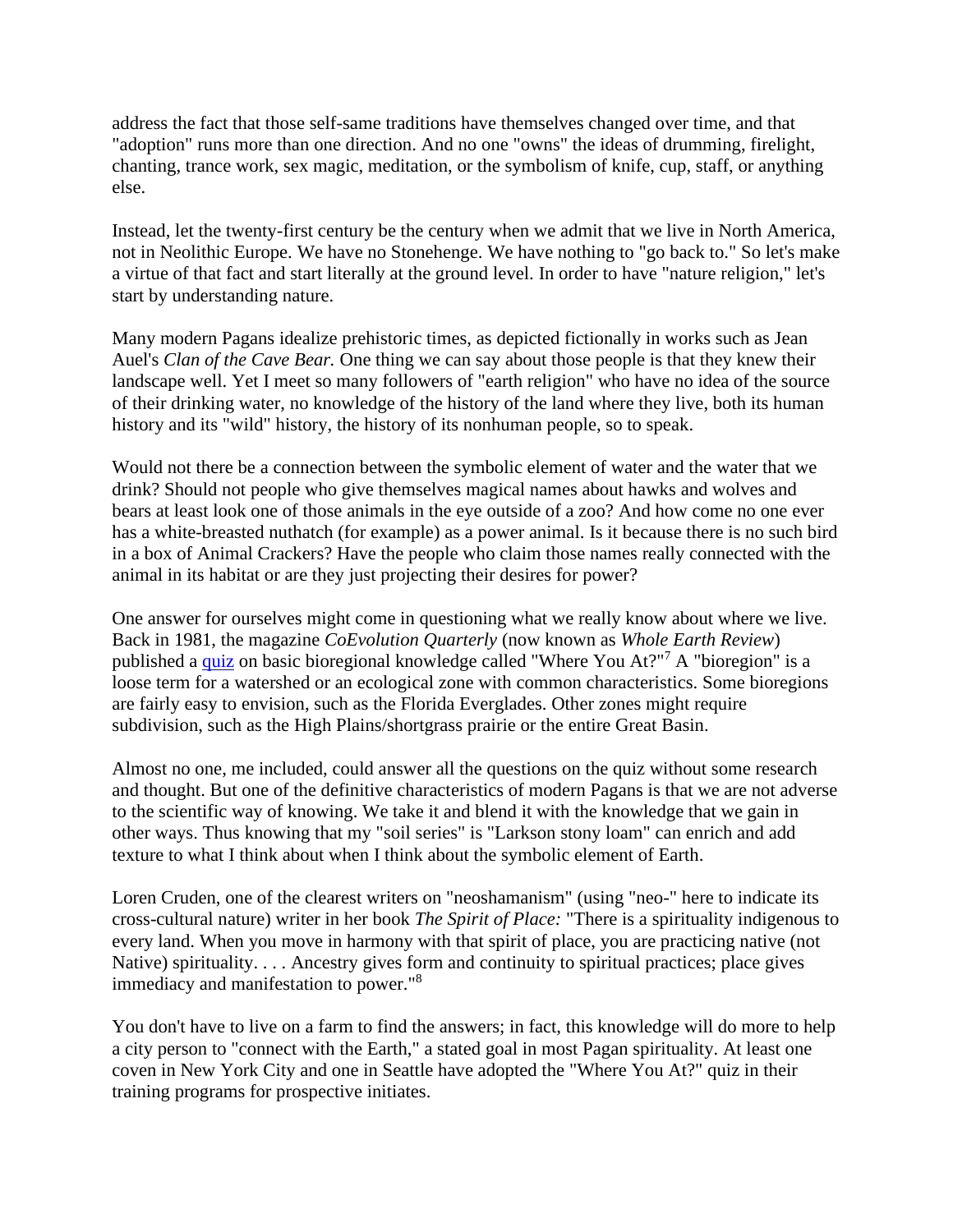address the fact that those self-same traditions have themselves changed over time, and that "adoption" runs more than one direction. And no one "owns" the ideas of drumming, firelight, chanting, trance work, sex magic, meditation, or the symbolism of knife, cup, staff, or anything else.

Instead, let the twenty-first century be the century when we admit that we live in North America, not in Neolithic Europe. We have no Stonehenge. We have nothing to "go back to." So let's make a virtue of that fact and start literally at the ground level. In order to have "nature religion," let's start by understanding nature.

Many modern Pagans idealize prehistoric times, as depicted fictionally in works such as Jean Auel's *Clan of the Cave Bear.* One thing we can say about those people is that they knew their landscape well. Yet I meet so many followers of "earth religion" who have no idea of the source of their drinking water, no knowledge of the history of the land where they live, both its human history and its "wild" history, the history of its nonhuman people, so to speak.

Would not there be a connection between the symbolic element of water and the water that we drink? Should not people who give themselves magical names about hawks and wolves and bears at least look one of those animals in the eye outside of a zoo? And how come no one ever has a white-breasted nuthatch (for example) as a power animal. Is it because there is no such bird in a box of Animal Crackers? Have the people who claim those names really connected with the animal in its habitat or are they just projecting their desires for power?

One answer for ourselves might come in questioning what we really know about where we live. Back in 1981, the magazine *CoEvolution Quarterly* (now known as *Whole Earth Review*) published a quiz on basic bioregional knowledge called "Where You At?"[7] A "bioregion" is a loose term for a watershed or an ecological zone with common characteristics. Some bioregions are fairly easy to envision, such as the Florida Everglades. Other zones might require subdivision, such as the High Plains/shortgrass prairie or the entire Great Basin.

Almost no one, me included, could answer all the questions on the quiz without some research and thought. But one of the definitive characteristics of modern Pagans is that we are not adverse to the scientific way of knowing. We take it and blend it with the knowledge that we gain in other ways. Thus knowing that my "soil series" is "Larkson stony loam" can enrich and add texture to what I think about when I think about the symbolic element of Earth.

Loren Cruden, one of the clearest writers on "neoshamanism" (using "neo-" here to indicate its cross-cultural nature) writer in her book *The Spirit of Place:* "There is a spirituality indigenous to every land. When you move in harmony with that spirit of place, you are practicing native (not Native) spirituality. . . . Ancestry gives form and continuity to spiritual practices; place gives immediacy and manifestation to power."[8]

You don't have to live on a farm to find the answers; in fact, this knowledge will do more to help a city person to "connect with the Earth," a stated goal in most Pagan spirituality. At least one coven in New York City and one in Seattle have adopted the "Where You At?" quiz in their training programs for prospective initiates.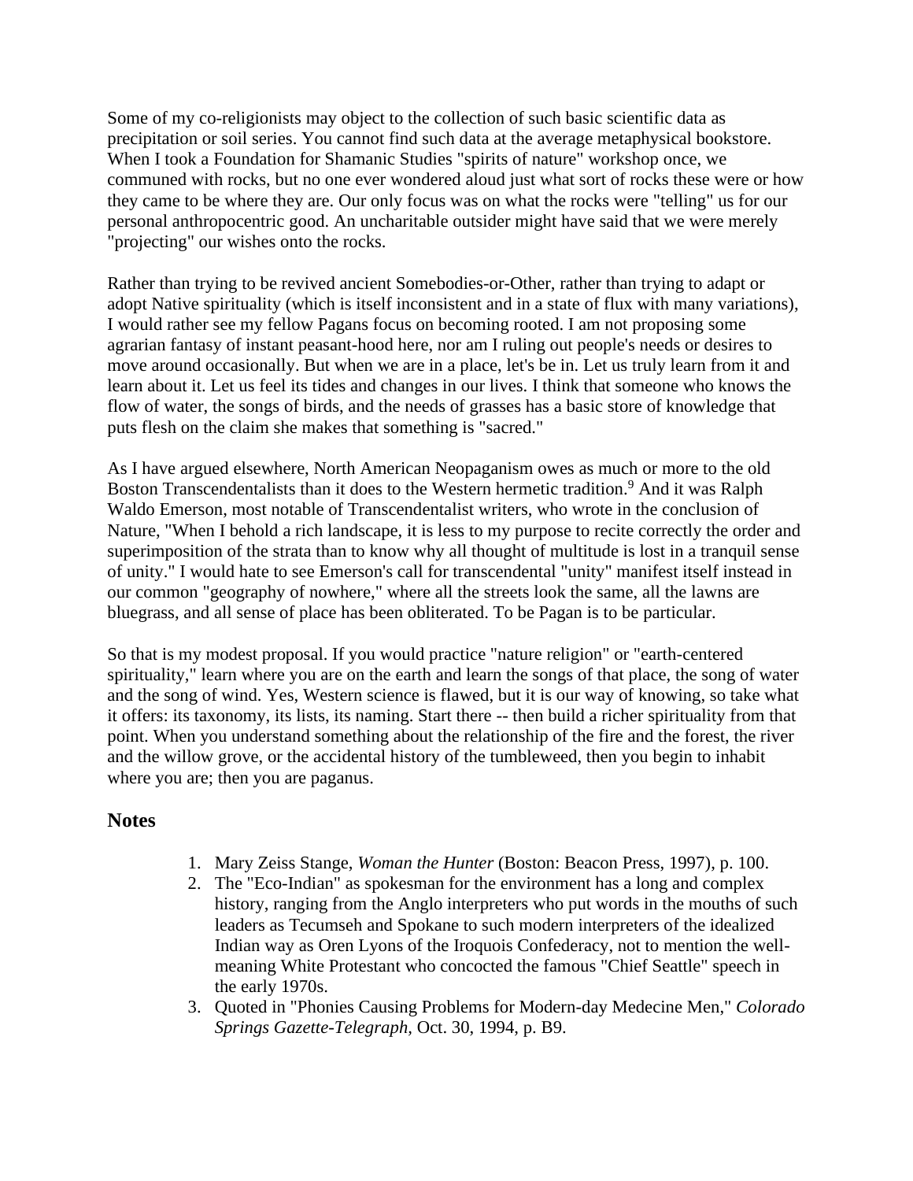Some of my co-religionists may object to the collection of such basic scientific data as precipitation or soil series. You cannot find such data at the average metaphysical bookstore. When I took a Foundation for Shamanic Studies "spirits of nature" workshop once, we communed with rocks, but no one ever wondered aloud just what sort of rocks these were or how they came to be where they are. Our only focus was on what the rocks were "telling" us for our personal anthropocentric good. An uncharitable outsider might have said that we were merely "projecting" our wishes onto the rocks.

Rather than trying to be revived ancient Somebodies-or-Other, rather than trying to adapt or adopt Native spirituality (which is itself inconsistent and in a state of flux with many variations), I would rather see my fellow Pagans focus on becoming rooted. I am not proposing some agrarian fantasy of instant peasant-hood here, nor am I ruling out people's needs or desires to move around occasionally. But when we are in a place, let's be in. Let us truly learn from it and learn about it. Let us feel its tides and changes in our lives. I think that someone who knows the flow of water, the songs of birds, and the needs of grasses has a basic store of knowledge that puts flesh on the claim she makes that something is "sacred."

As I have argued elsewhere, North American Neopaganism owes as much or more to the old Boston Transcendentalists than it does to the Western hermetic tradition.[9] And it was Ralph Waldo Emerson, most notable of Transcendentalist writers, who wrote in the conclusion of Nature, "When I behold a rich landscape, it is less to my purpose to recite correctly the order and superimposition of the strata than to know why all thought of multitude is lost in a tranquil sense of unity." I would hate to see Emerson's call for transcendental "unity" manifest itself instead in our common "geography of nowhere," where all the streets look the same, all the lawns are bluegrass, and all sense of place has been obliterated. To be Pagan is to be particular.

So that is my modest proposal. If you would practice "nature religion" or "earth-centered spirituality," learn where you are on the earth and learn the songs of that place, the song of water and the song of wind. Yes, Western science is flawed, but it is our way of knowing, so take what it offers: its taxonomy, its lists, its naming. Start there -- then build a richer spirituality from that point. When you understand something about the relationship of the fire and the forest, the river and the willow grove, or the accidental history of the tumbleweed, then you begin to inhabit where you are; then you are paganus.

## Notes

1. Mary Zeiss Stange, *Woman the Hunter* (Boston: Beacon Press, 1997), p. 100.
2. The "Eco-Indian" as spokesman for the environment has a long and complex history, ranging from the Anglo interpreters who put words in the mouths of such leaders as Tecumseh and Spokane to such modern interpreters of the idealized Indian way as Oren Lyons of the Iroquois Confederacy, not to mention the well-meaning White Protestant who concocted the famous "Chief Seattle" speech in the early 1970s.
3. Quoted in "Phonies Causing Problems for Modern-day Medecine Men," *Colorado Springs Gazette-Telegraph*, Oct. 30, 1994, p. B9.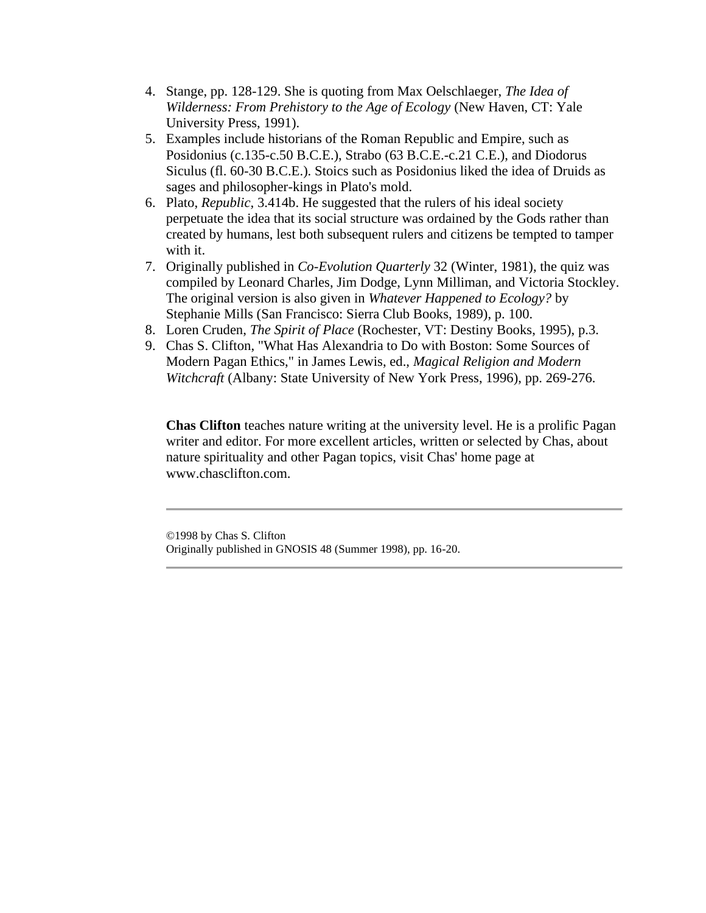4. Stange, pp. 128-129. She is quoting from Max Oelschlaeger, *The Idea of Wilderness: From Prehistory to the Age of Ecology* (New Haven, CT: Yale University Press, 1991).
5. Examples include historians of the Roman Republic and Empire, such as Posidonius (c.135-c.50 B.C.E.), Strabo (63 B.C.E.-c.21 C.E.), and Diodorus Siculus (fl. 60-30 B.C.E.). Stoics such as Posidonius liked the idea of Druids as sages and philosopher-kings in Plato's mold.
6. Plato, *Republic,* 3.414b. He suggested that the rulers of his ideal society perpetuate the idea that its social structure was ordained by the Gods rather than created by humans, lest both subsequent rulers and citizens be tempted to tamper with it.
7. Originally published in *Co-Evolution Quarterly* 32 (Winter, 1981), the quiz was compiled by Leonard Charles, Jim Dodge, Lynn Milliman, and Victoria Stockley. The original version is also given in *Whatever Happened to Ecology?* by Stephanie Mills (San Francisco: Sierra Club Books, 1989), p. 100.
8. Loren Cruden, *The Spirit of Place* (Rochester, VT: Destiny Books, 1995), p.3.
9. Chas S. Clifton, "What Has Alexandria to Do with Boston: Some Sources of Modern Pagan Ethics," in James Lewis, ed., *Magical Religion and Modern Witchcraft* (Albany: State University of New York Press, 1996), pp. 269-276.

**Chas Clifton** teaches nature writing at the university level. He is a prolific Pagan writer and editor. For more excellent articles, written or selected by Chas, about nature spirituality and other Pagan topics, visit Chas' home page at www.chasclifton.com.

---

©1998 by Chas S. Clifton
Originally published in GNOSIS 48 (Summer 1998), pp. 16-20.

---